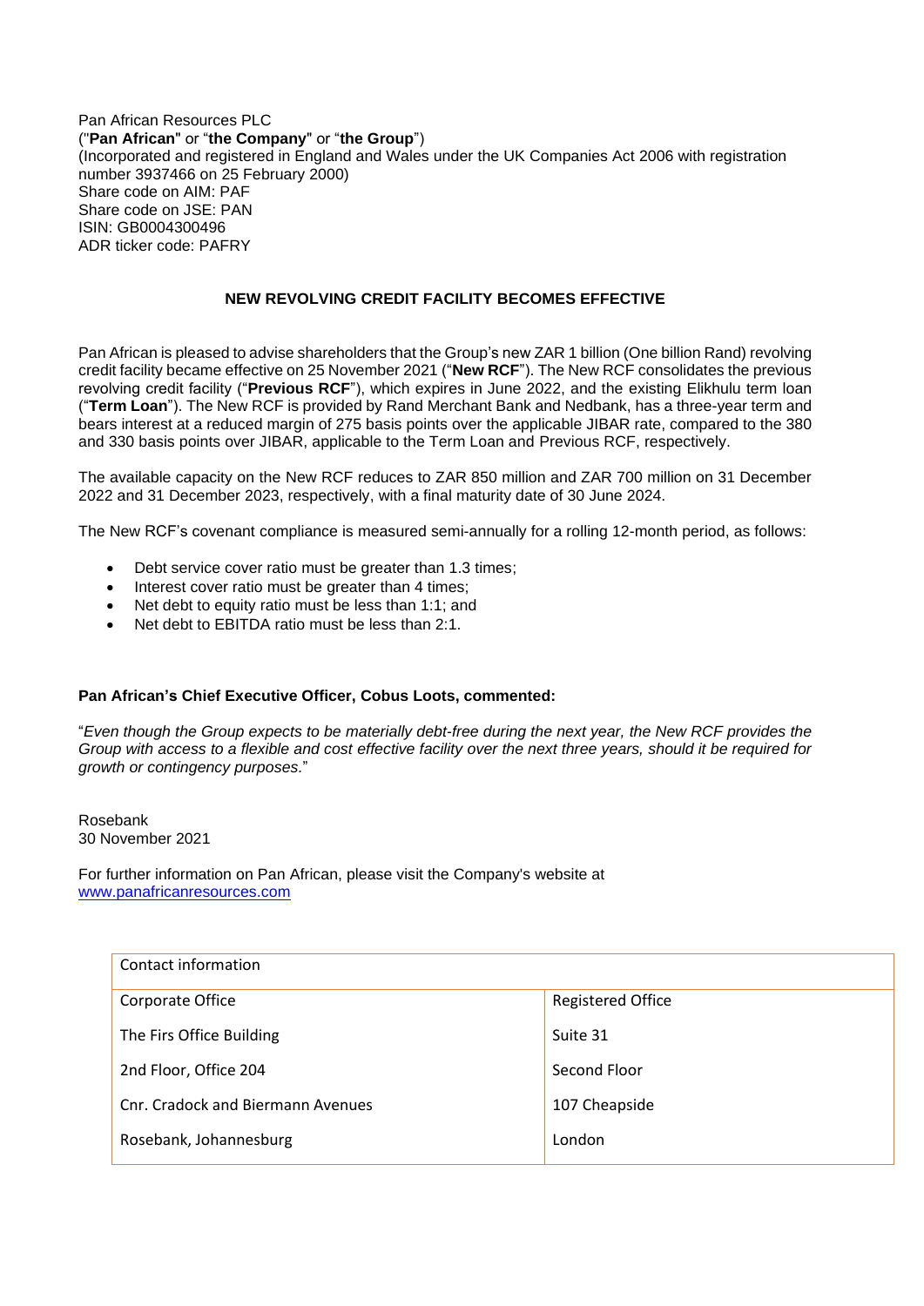Pan African Resources PLC
("**Pan African**" or "**the Company**" or "**the Group**")
(Incorporated and registered in England and Wales under the UK Companies Act 2006 with registration number 3937466 on 25 February 2000)
Share code on AIM: PAF
Share code on JSE: PAN
ISIN: GB0004300496
ADR ticker code: PAFRY

## NEW REVOLVING CREDIT FACILITY BECOMES EFFECTIVE

Pan African is pleased to advise shareholders that the Group's new ZAR 1 billion (One billion Rand) revolving credit facility became effective on 25 November 2021 ("**New RCF**"). The New RCF consolidates the previous revolving credit facility ("**Previous RCF**"), which expires in June 2022, and the existing Elikhulu term loan ("**Term Loan**"). The New RCF is provided by Rand Merchant Bank and Nedbank, has a three-year term and bears interest at a reduced margin of 275 basis points over the applicable JIBAR rate, compared to the 380 and 330 basis points over JIBAR, applicable to the Term Loan and Previous RCF, respectively.

The available capacity on the New RCF reduces to ZAR 850 million and ZAR 700 million on 31 December 2022 and 31 December 2023, respectively, with a final maturity date of 30 June 2024.

The New RCF's covenant compliance is measured semi-annually for a rolling 12-month period, as follows:

- Debt service cover ratio must be greater than 1.3 times;
- Interest cover ratio must be greater than 4 times;
- Net debt to equity ratio must be less than 1:1; and
- Net debt to EBITDA ratio must be less than 2:1.

**Pan African's Chief Executive Officer, Cobus Loots, commented:**

"*Even though the Group expects to be materially debt-free during the next year, the New RCF provides the Group with access to a flexible and cost effective facility over the next three years, should it be required for growth or contingency purposes.*"

Rosebank
30 November 2021

For further information on Pan African, please visit the Company's website at [www.panafricanresources.com](www.panafricanresources.com)

| Contact information | |
|---|---|
| Corporate Office | Registered Office |
| The Firs Office Building | Suite 31 |
| 2nd Floor, Office 204 | Second Floor |
| Cnr. Cradock and Biermann Avenues | 107 Cheapside |
| Rosebank, Johannesburg | London |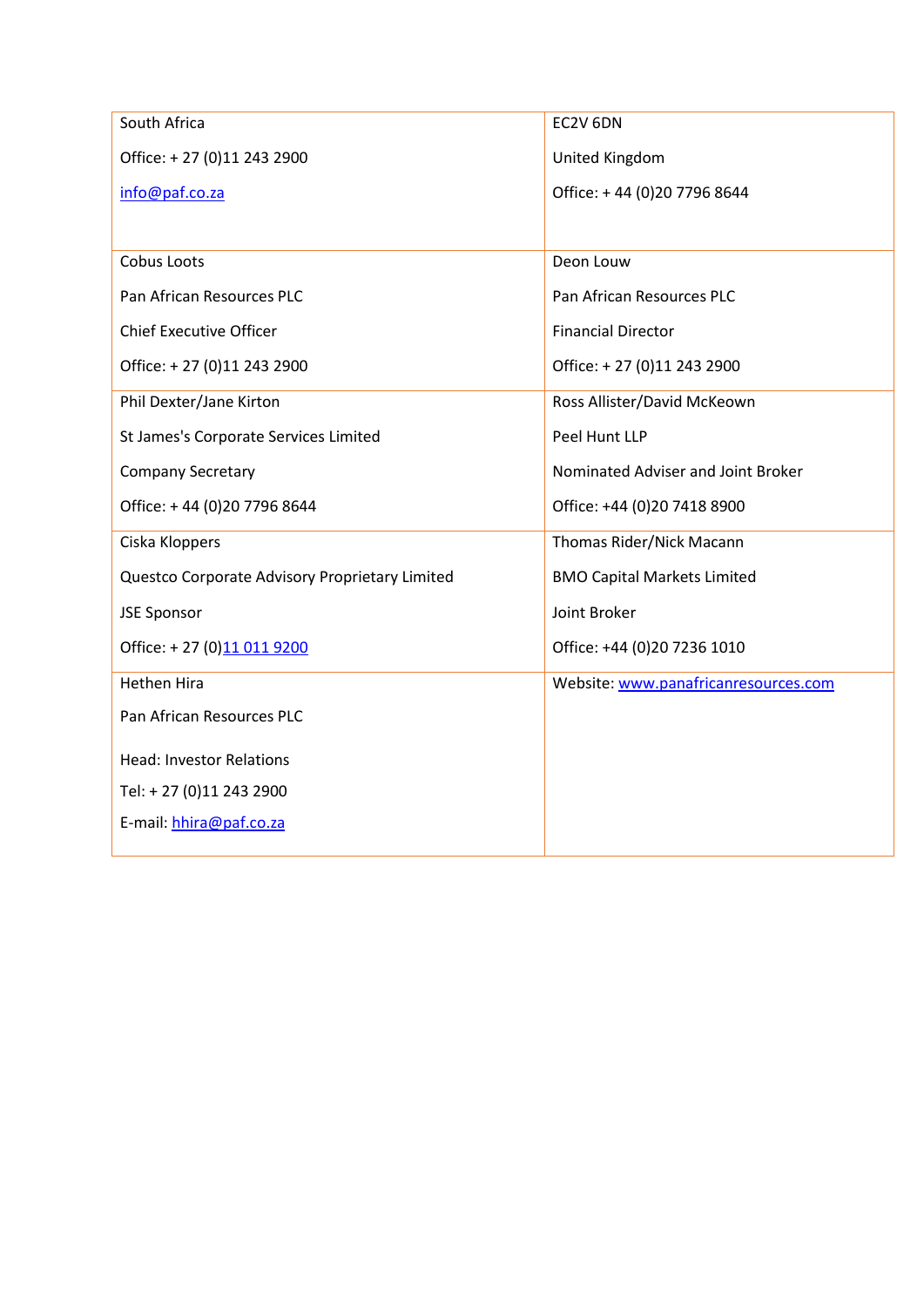| | |
|---|---|
| South Africa<br><br>Office: + 27 (0)11 243 2900<br><br>info@paf.co.za | EC2V 6DN<br><br>United Kingdom<br><br>Office: + 44 (0)20 7796 8644 |
| Cobus Loots<br><br>Pan African Resources PLC<br><br>Chief Executive Officer<br><br>Office: + 27 (0)11 243 2900 | Deon Louw<br><br>Pan African Resources PLC<br><br>Financial Director<br><br>Office: + 27 (0)11 243 2900 |
| Phil Dexter/Jane Kirton<br><br>St James's Corporate Services Limited<br><br>Company Secretary<br><br>Office: + 44 (0)20 7796 8644 | Ross Allister/David McKeown<br><br>Peel Hunt LLP<br><br>Nominated Adviser and Joint Broker<br><br>Office: +44 (0)20 7418 8900 |
| Ciska Kloppers<br><br>Questco Corporate Advisory Proprietary Limited<br><br>JSE Sponsor<br><br>Office: + 27 (0)11 011 9200 | Thomas Rider/Nick Macann<br><br>BMO Capital Markets Limited<br><br>Joint Broker<br><br>Office: +44 (0)20 7236 1010 |
| Hethen Hira<br><br>Pan African Resources PLC<br><br>Head: Investor Relations<br><br>Tel: + 27 (0)11 243 2900<br><br>E-mail: hhira@paf.co.za | Website: www.panafricanresources.com |